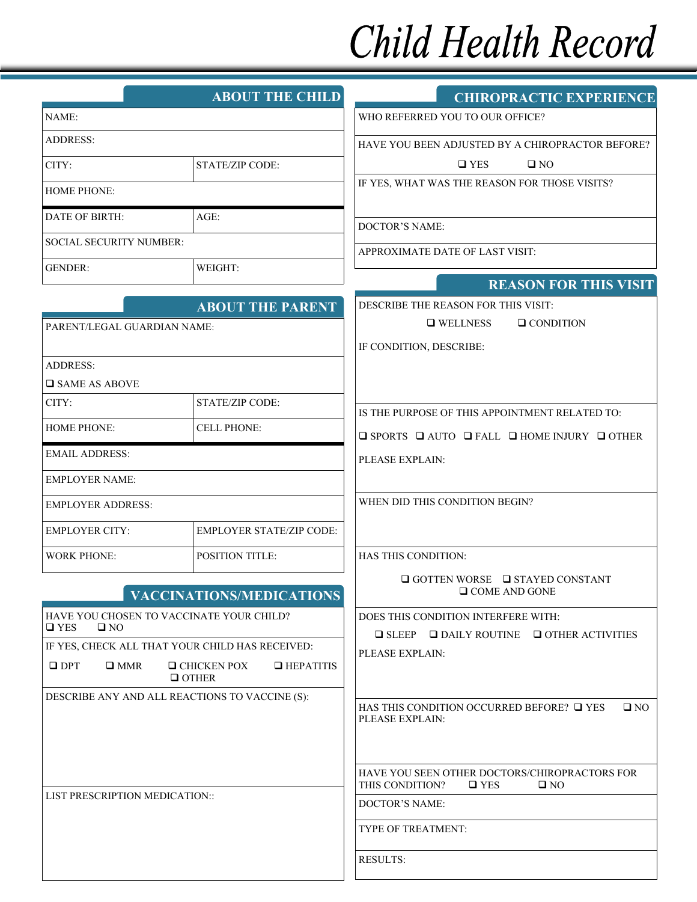# Child Health Record

## ABOUT THE CHILD

| | |
|---|---|
| NAME: | |
| ADDRESS: | |
| CITY: | STATE/ZIP CODE: |
| HOME PHONE: | |
| DATE OF BIRTH: | AGE: |
| SOCIAL SECURITY NUMBER: | |
| GENDER: | WEIGHT: |

## ABOUT THE PARENT

| | |
|---|---|
| PARENT/LEGAL GUARDIAN NAME: | |
| ADDRESS:<br>❑ SAME AS ABOVE | |
| CITY: | STATE/ZIP CODE: |
| HOME PHONE: | CELL PHONE: |
| EMAIL ADDRESS: | |
| EMPLOYER NAME: | |
| EMPLOYER ADDRESS: | |
| EMPLOYER CITY: | EMPLOYER STATE/ZIP CODE: |
| WORK PHONE: | POSITION TITLE: |

## VACCINATIONS/MEDICATIONS

HAVE YOU CHOSEN TO VACCINATE YOUR CHILD?
❑ YES ❑ NO

IF YES, CHECK ALL THAT YOUR CHILD HAS RECEIVED:

❑ DPT ❑ MMR ❑ CHICKEN POX ❑ HEPATITIS ❑ OTHER

DESCRIBE ANY AND ALL REACTIONS TO VACCINE (S):

LIST PRESCRIPTION MEDICATION::

## CHIROPRACTIC EXPERIENCE

WHO REFERRED YOU TO OUR OFFICE?

HAVE YOU BEEN ADJUSTED BY A CHIROPRACTOR BEFORE?

❑ YES ❑ NO

IF YES, WHAT WAS THE REASON FOR THOSE VISITS?

DOCTOR'S NAME:

APPROXIMATE DATE OF LAST VISIT:

## REASON FOR THIS VISIT

DESCRIBE THE REASON FOR THIS VISIT:

❑ WELLNESS ❑ CONDITION

IF CONDITION, DESCRIBE:

IS THE PURPOSE OF THIS APPOINTMENT RELATED TO:

❑ SPORTS ❑ AUTO ❑ FALL ❑ HOME INJURY ❑ OTHER

PLEASE EXPLAIN:

WHEN DID THIS CONDITION BEGIN?

HAS THIS CONDITION:

❑ GOTTEN WORSE ❑ STAYED CONSTANT ❑ COME AND GONE

DOES THIS CONDITION INTERFERE WITH:

❑ SLEEP ❑ DAILY ROUTINE ❑ OTHER ACTIVITIES

PLEASE EXPLAIN:

HAS THIS CONDITION OCCURRED BEFORE? ❑ YES ❑ NO
PLEASE EXPLAIN:

HAVE YOU SEEN OTHER DOCTORS/CHIROPRACTORS FOR THIS CONDITION? ❑ YES ❑ NO

DOCTOR'S NAME:

TYPE OF TREATMENT:

RESULTS: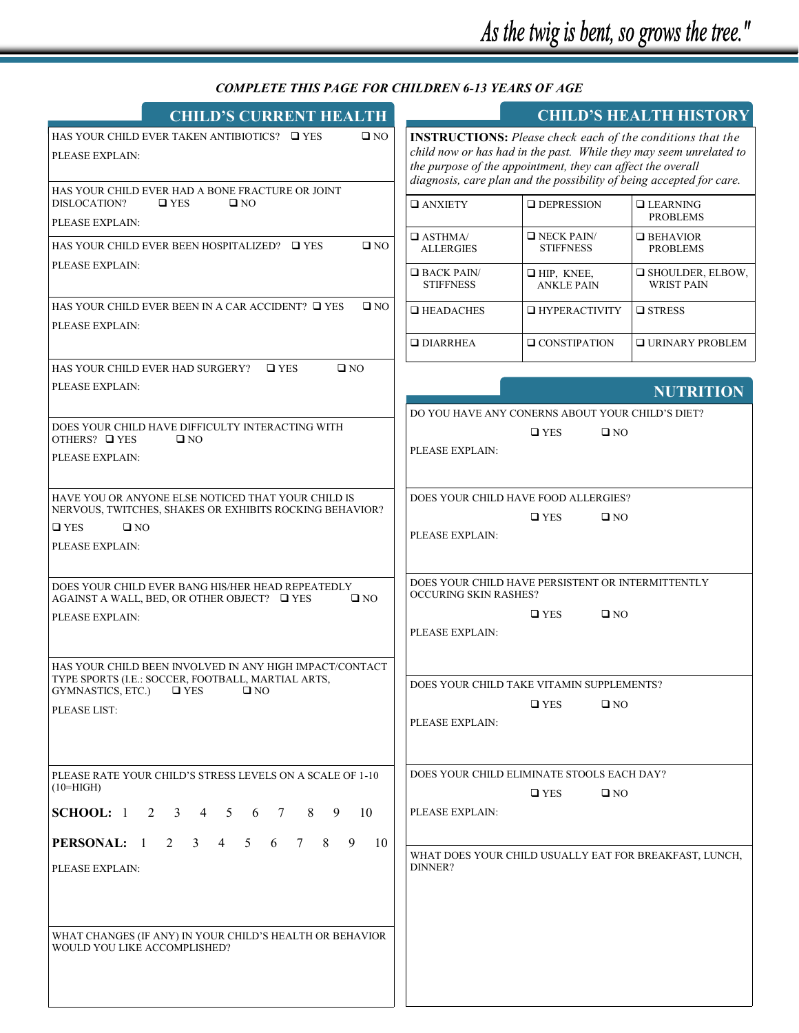As the twig is bent, so grows the tree."

*COMPLETE THIS PAGE FOR CHILDREN 6-13 YEARS OF AGE*

## CHILD'S CURRENT HEALTH

HAS YOUR CHILD EVER TAKEN ANTIBIOTICS? ❑ YES ❑ NO

PLEASE EXPLAIN:

HAS YOUR CHILD EVER HAD A BONE FRACTURE OR JOINT DISLOCATION? ❑ YES ❑ NO

PLEASE EXPLAIN:

HAS YOUR CHILD EVER BEEN HOSPITALIZED? ❑ YES ❑ NO

PLEASE EXPLAIN:

HAS YOUR CHILD EVER BEEN IN A CAR ACCIDENT? ❑ YES ❑ NO

PLEASE EXPLAIN:

HAS YOUR CHILD EVER HAD SURGERY? ❑ YES ❑ NO

PLEASE EXPLAIN:

DOES YOUR CHILD HAVE DIFFICULTY INTERACTING WITH OTHERS? ❑ YES ❑ NO

PLEASE EXPLAIN:

HAVE YOU OR ANYONE ELSE NOTICED THAT YOUR CHILD IS NERVOUS, TWITCHES, SHAKES OR EXHIBITS ROCKING BEHAVIOR?

❑ YES ❑ NO

PLEASE EXPLAIN:

DOES YOUR CHILD EVER BANG HIS/HER HEAD REPEATEDLY AGAINST A WALL, BED, OR OTHER OBJECT? ❑ YES ❑ NO

PLEASE EXPLAIN:

HAS YOUR CHILD BEEN INVOLVED IN ANY HIGH IMPACT/CONTACT TYPE SPORTS (I.E.: SOCCER, FOOTBALL, MARTIAL ARTS, GYMNASTICS, ETC.) ❑ YES ❑ NO

PLEASE LIST:

PLEASE RATE YOUR CHILD'S STRESS LEVELS ON A SCALE OF 1-10 (10=HIGH)

**SCHOOL:** 1 2 3 4 5 6 7 8 9 10

**PERSONAL:** 1 2 3 4 5 6 7 8 9 10

PLEASE EXPLAIN:

WHAT CHANGES (IF ANY) IN YOUR CHILD'S HEALTH OR BEHAVIOR WOULD YOU LIKE ACCOMPLISHED?

## CHILD'S HEALTH HISTORY

**INSTRUCTIONS:** *Please check each of the conditions that the child now or has had in the past. While they may seem unrelated to the purpose of the appointment, they can affect the overall diagnosis, care plan and the possibility of being accepted for care.*

| | | |
|---|---|---|
| ❑ ANXIETY | ❑ DEPRESSION | ❑ LEARNING PROBLEMS |
| ❑ ASTHMA/ ALLERGIES | ❑ NECK PAIN/ STIFFNESS | ❑ BEHAVIOR PROBLEMS |
| ❑ BACK PAIN/ STIFFNESS | ❑ HIP, KNEE, ANKLE PAIN | ❑ SHOULDER, ELBOW, WRIST PAIN |
| ❑ HEADACHES | ❑ HYPERACTIVITY | ❑ STRESS |
| ❑ DIARRHEA | ❑ CONSTIPATION | ❑ URINARY PROBLEM |

## NUTRITION

DO YOU HAVE ANY CONERNS ABOUT YOUR CHILD'S DIET?

❑ YES ❑ NO

PLEASE EXPLAIN:

DOES YOUR CHILD HAVE FOOD ALLERGIES?

❑ YES ❑ NO

PLEASE EXPLAIN:

DOES YOUR CHILD HAVE PERSISTENT OR INTERMITTENTLY OCCURING SKIN RASHES?

❑ YES ❑ NO

PLEASE EXPLAIN:

DOES YOUR CHILD TAKE VITAMIN SUPPLEMENTS?

❑ YES ❑ NO

PLEASE EXPLAIN:

DOES YOUR CHILD ELIMINATE STOOLS EACH DAY?

❑ YES ❑ NO

PLEASE EXPLAIN:

WHAT DOES YOUR CHILD USUALLY EAT FOR BREAKFAST, LUNCH, DINNER?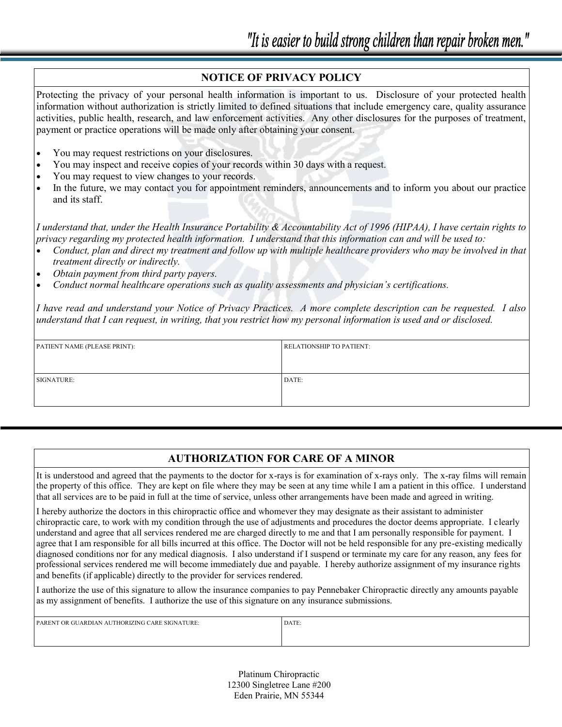*"It is easier to build strong children than repair broken men."*

## NOTICE OF PRIVACY POLICY

Protecting the privacy of your personal health information is important to us. Disclosure of your protected health information without authorization is strictly limited to defined situations that include emergency care, quality assurance activities, public health, research, and law enforcement activities. Any other disclosures for the purposes of treatment, payment or practice operations will be made only after obtaining your consent.

- You may request restrictions on your disclosures.
- You may inspect and receive copies of your records within 30 days with a request.
- You may request to view changes to your records.
- In the future, we may contact you for appointment reminders, announcements and to inform you about our practice and its staff.

*I understand that, under the Health Insurance Portability & Accountability Act of 1996 (HIPAA), I have certain rights to privacy regarding my protected health information. I understand that this information can and will be used to:*

- *Conduct, plan and direct my treatment and follow up with multiple healthcare providers who may be involved in that treatment directly or indirectly.*
- *Obtain payment from third party payers.*
- *Conduct normal healthcare operations such as quality assessments and physician's certifications.*

*I have read and understand your Notice of Privacy Practices. A more complete description can be requested. I also understand that I can request, in writing, that you restrict how my personal information is used and or disclosed.*

| | |
|---|---|
| PATIENT NAME (PLEASE PRINT): | RELATIONSHIP TO PATIENT: |
| SIGNATURE: | DATE: |

## AUTHORIZATION FOR CARE OF A MINOR

It is understood and agreed that the payments to the doctor for x-rays is for examination of x-rays only. The x-ray films will remain the property of this office. They are kept on file where they may be seen at any time while I am a patient in this office. I understand that all services are to be paid in full at the time of service, unless other arrangements have been made and agreed in writing.

I hereby authorize the doctors in this chiropractic office and whomever they may designate as their assistant to administer chiropractic care, to work with my condition through the use of adjustments and procedures the doctor deems appropriate. I clearly understand and agree that all services rendered me are charged directly to me and that I am personally responsible for payment. I agree that I am responsible for all bills incurred at this office. The Doctor will not be held responsible for any pre-existing medically diagnosed conditions nor for any medical diagnosis. I also understand if I suspend or terminate my care for any reason, any fees for professional services rendered me will become immediately due and payable. I hereby authorize assignment of my insurance rights and benefits (if applicable) directly to the provider for services rendered.

I authorize the use of this signature to allow the insurance companies to pay Pennebaker Chiropractic directly any amounts payable as my assignment of benefits. I authorize the use of this signature on any insurance submissions.

| | |
|---|---|
| PARENT OR GUARDIAN AUTHORIZING CARE SIGNATURE: | DATE: |

Platinum Chiropractic
12300 Singletree Lane #200
Eden Prairie, MN 55344